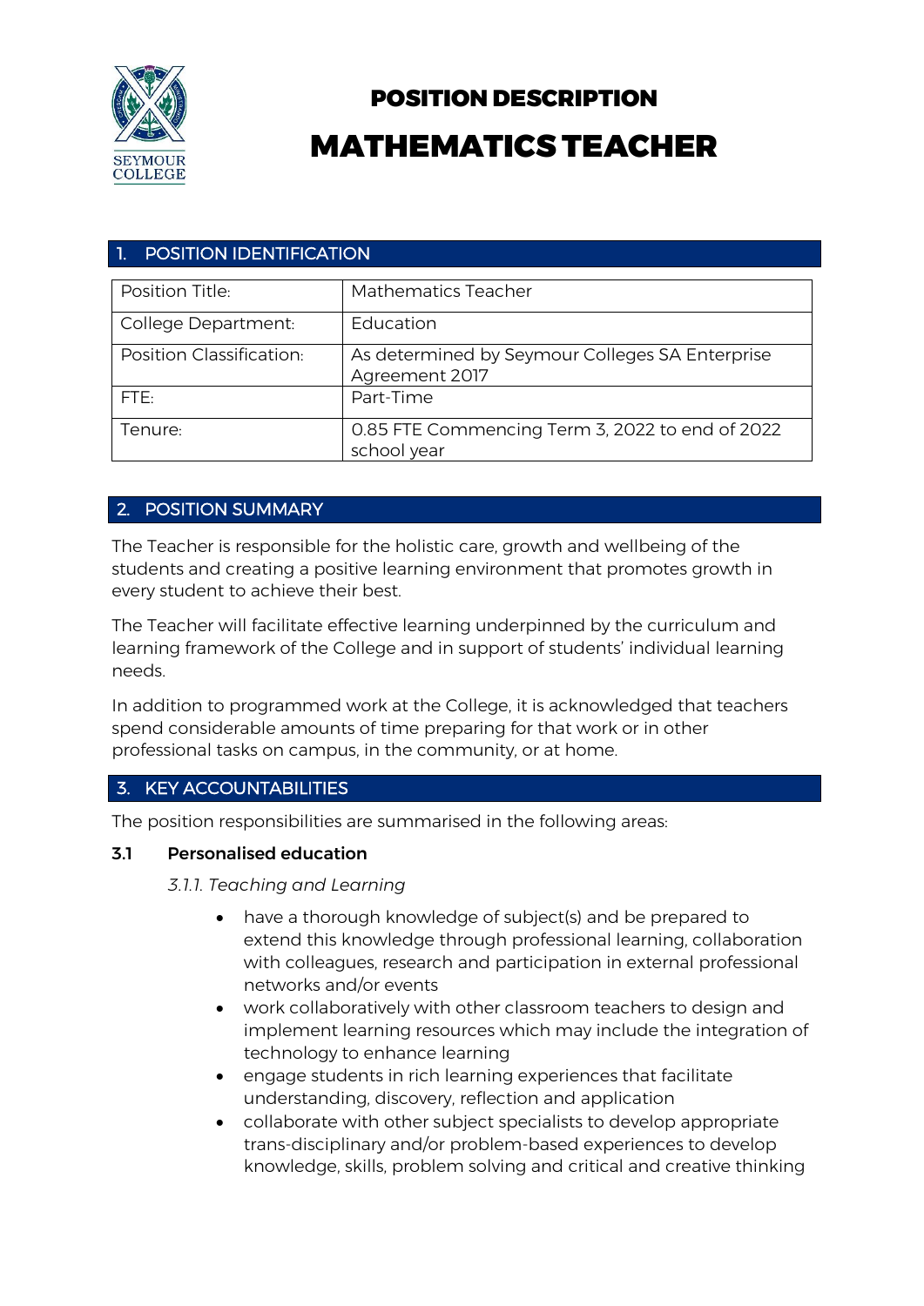# POSITION DESCRIPTION

# MATHEMATICS TEACHER

## 1. POSITION IDENTIFICATION

| | |
|---|---|
| Position Title: | Mathematics Teacher |
| College Department: | Education |
| Position Classification: | As determined by Seymour Colleges SA Enterprise Agreement 2017 |
| FTE: | Part-Time |
| Tenure: | 0.85 FTE Commencing Term 3, 2022 to end of 2022 school year |

## 2. POSITION SUMMARY

The Teacher is responsible for the holistic care, growth and wellbeing of the students and creating a positive learning environment that promotes growth in every student to achieve their best.

The Teacher will facilitate effective learning underpinned by the curriculum and learning framework of the College and in support of students' individual learning needs.

In addition to programmed work at the College, it is acknowledged that teachers spend considerable amounts of time preparing for that work or in other professional tasks on campus, in the community, or at home.

## 3. KEY ACCOUNTABILITIES

The position responsibilities are summarised in the following areas:

### 3.1 Personalised education

*3.1.1. Teaching and Learning*

- have a thorough knowledge of subject(s) and be prepared to extend this knowledge through professional learning, collaboration with colleagues, research and participation in external professional networks and/or events
- work collaboratively with other classroom teachers to design and implement learning resources which may include the integration of technology to enhance learning
- engage students in rich learning experiences that facilitate understanding, discovery, reflection and application
- collaborate with other subject specialists to develop appropriate trans-disciplinary and/or problem-based experiences to develop knowledge, skills, problem solving and critical and creative thinking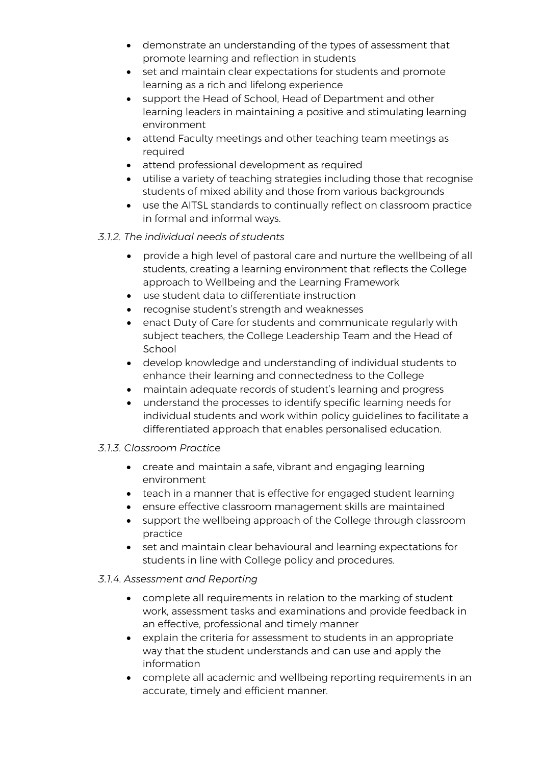- demonstrate an understanding of the types of assessment that promote learning and reflection in students
- set and maintain clear expectations for students and promote learning as a rich and lifelong experience
- support the Head of School, Head of Department and other learning leaders in maintaining a positive and stimulating learning environment
- attend Faculty meetings and other teaching team meetings as required
- attend professional development as required
- utilise a variety of teaching strategies including those that recognise students of mixed ability and those from various backgrounds
- use the AITSL standards to continually reflect on classroom practice in formal and informal ways.

*3.1.2. The individual needs of students*

- provide a high level of pastoral care and nurture the wellbeing of all students, creating a learning environment that reflects the College approach to Wellbeing and the Learning Framework
- use student data to differentiate instruction
- recognise student's strength and weaknesses
- enact Duty of Care for students and communicate regularly with subject teachers, the College Leadership Team and the Head of School
- develop knowledge and understanding of individual students to enhance their learning and connectedness to the College
- maintain adequate records of student's learning and progress
- understand the processes to identify specific learning needs for individual students and work within policy guidelines to facilitate a differentiated approach that enables personalised education.

*3.1.3. Classroom Practice*

- create and maintain a safe, vibrant and engaging learning environment
- teach in a manner that is effective for engaged student learning
- ensure effective classroom management skills are maintained
- support the wellbeing approach of the College through classroom practice
- set and maintain clear behavioural and learning expectations for students in line with College policy and procedures.

*3.1.4. Assessment and Reporting*

- complete all requirements in relation to the marking of student work, assessment tasks and examinations and provide feedback in an effective, professional and timely manner
- explain the criteria for assessment to students in an appropriate way that the student understands and can use and apply the information
- complete all academic and wellbeing reporting requirements in an accurate, timely and efficient manner.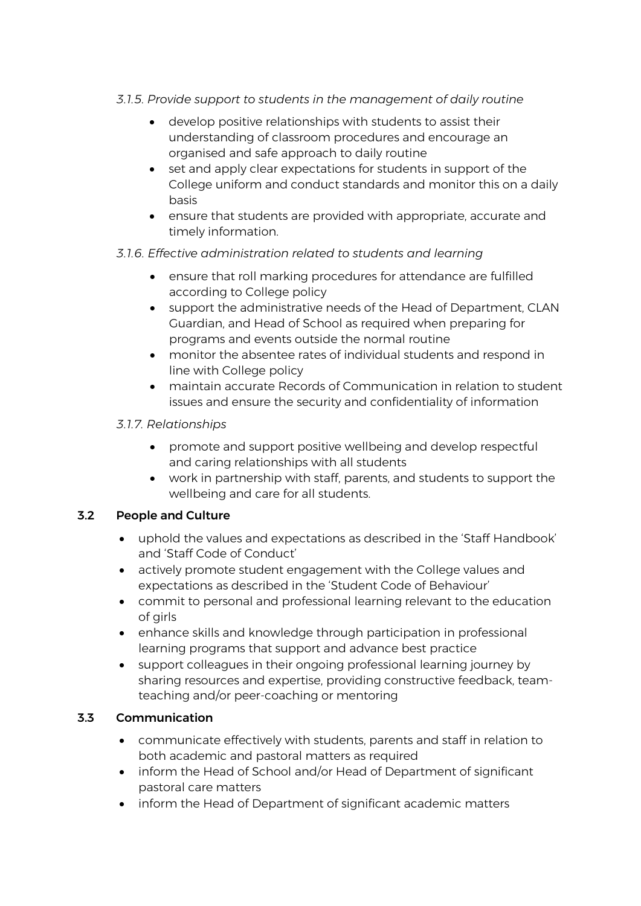*3.1.5. Provide support to students in the management of daily routine*

- develop positive relationships with students to assist their understanding of classroom procedures and encourage an organised and safe approach to daily routine
- set and apply clear expectations for students in support of the College uniform and conduct standards and monitor this on a daily basis
- ensure that students are provided with appropriate, accurate and timely information.

*3.1.6. Effective administration related to students and learning*

- ensure that roll marking procedures for attendance are fulfilled according to College policy
- support the administrative needs of the Head of Department, CLAN Guardian, and Head of School as required when preparing for programs and events outside the normal routine
- monitor the absentee rates of individual students and respond in line with College policy
- maintain accurate Records of Communication in relation to student issues and ensure the security and confidentiality of information

*3.1.7. Relationships*

- promote and support positive wellbeing and develop respectful and caring relationships with all students
- work in partnership with staff, parents, and students to support the wellbeing and care for all students.

### 3.2 People and Culture

- uphold the values and expectations as described in the 'Staff Handbook' and 'Staff Code of Conduct'
- actively promote student engagement with the College values and expectations as described in the 'Student Code of Behaviour'
- commit to personal and professional learning relevant to the education of girls
- enhance skills and knowledge through participation in professional learning programs that support and advance best practice
- support colleagues in their ongoing professional learning journey by sharing resources and expertise, providing constructive feedback, team-teaching and/or peer-coaching or mentoring

### 3.3 Communication

- communicate effectively with students, parents and staff in relation to both academic and pastoral matters as required
- inform the Head of School and/or Head of Department of significant pastoral care matters
- inform the Head of Department of significant academic matters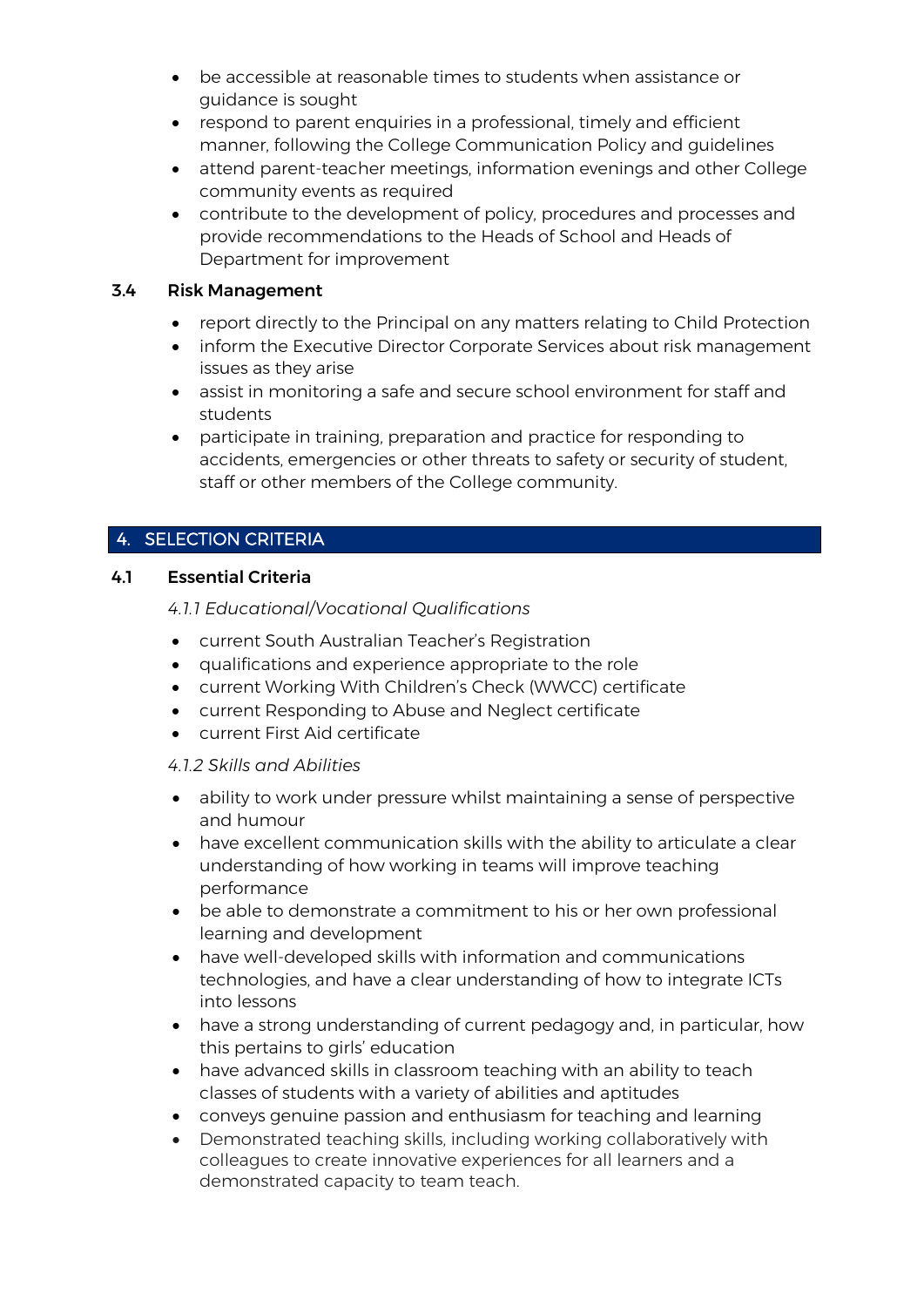- be accessible at reasonable times to students when assistance or guidance is sought
- respond to parent enquiries in a professional, timely and efficient manner, following the College Communication Policy and guidelines
- attend parent-teacher meetings, information evenings and other College community events as required
- contribute to the development of policy, procedures and processes and provide recommendations to the Heads of School and Heads of Department for improvement

### 3.4 Risk Management

- report directly to the Principal on any matters relating to Child Protection
- inform the Executive Director Corporate Services about risk management issues as they arise
- assist in monitoring a safe and secure school environment for staff and students
- participate in training, preparation and practice for responding to accidents, emergencies or other threats to safety or security of student, staff or other members of the College community.

## 4. SELECTION CRITERIA

### 4.1 Essential Criteria

*4.1.1 Educational/Vocational Qualifications*

- current South Australian Teacher's Registration
- qualifications and experience appropriate to the role
- current Working With Children's Check (WWCC) certificate
- current Responding to Abuse and Neglect certificate
- current First Aid certificate

*4.1.2 Skills and Abilities*

- ability to work under pressure whilst maintaining a sense of perspective and humour
- have excellent communication skills with the ability to articulate a clear understanding of how working in teams will improve teaching performance
- be able to demonstrate a commitment to his or her own professional learning and development
- have well-developed skills with information and communications technologies, and have a clear understanding of how to integrate ICTs into lessons
- have a strong understanding of current pedagogy and, in particular, how this pertains to girls' education
- have advanced skills in classroom teaching with an ability to teach classes of students with a variety of abilities and aptitudes
- conveys genuine passion and enthusiasm for teaching and learning
- Demonstrated teaching skills, including working collaboratively with colleagues to create innovative experiences for all learners and a demonstrated capacity to team teach.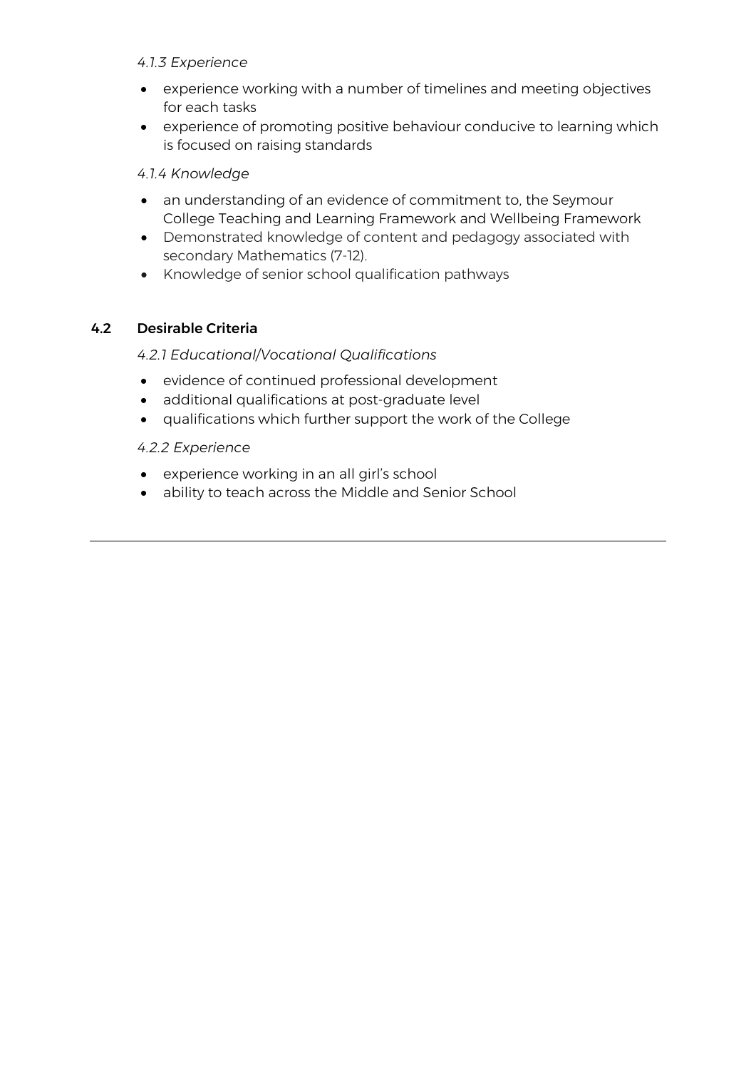*4.1.3 Experience*

- experience working with a number of timelines and meeting objectives for each tasks
- experience of promoting positive behaviour conducive to learning which is focused on raising standards

*4.1.4 Knowledge*

- an understanding of an evidence of commitment to, the Seymour College Teaching and Learning Framework and Wellbeing Framework
- Demonstrated knowledge of content and pedagogy associated with secondary Mathematics (7-12).
- Knowledge of senior school qualification pathways

### 4.2 Desirable Criteria

*4.2.1 Educational/Vocational Qualifications*

- evidence of continued professional development
- additional qualifications at post-graduate level
- qualifications which further support the work of the College

*4.2.2 Experience*

- experience working in an all girl's school
- ability to teach across the Middle and Senior School

---